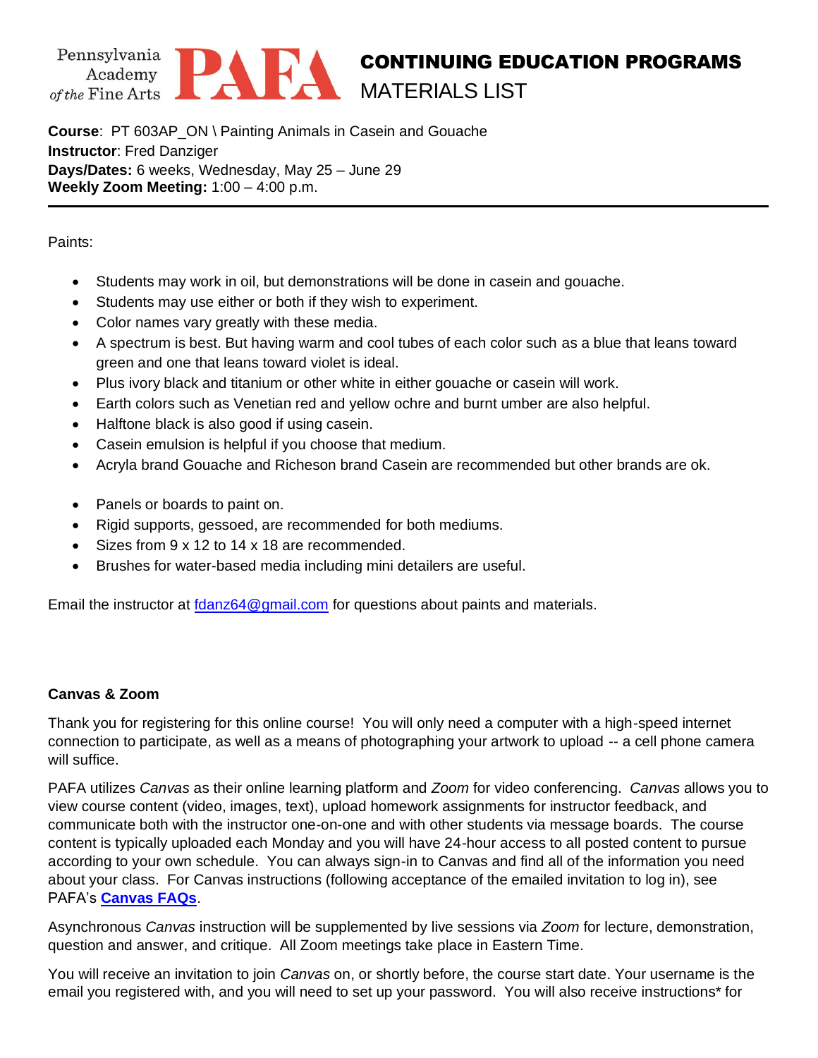Pennsylvania Academy of the Fine Arts **PAFA**

# CONTINUING EDUCATION PROGRAMS
## MATERIALS LIST

**Course**: PT 603AP_ON \ Painting Animals in Casein and Gouache
**Instructor**: Fred Danziger
**Days/Dates:** 6 weeks, Wednesday, May 25 – June 29
**Weekly Zoom Meeting:** 1:00 – 4:00 p.m.

---

Paints:

- Students may work in oil, but demonstrations will be done in casein and gouache.
- Students may use either or both if they wish to experiment.
- Color names vary greatly with these media.
- A spectrum is best. But having warm and cool tubes of each color such as a blue that leans toward green and one that leans toward violet is ideal.
- Plus ivory black and titanium or other white in either gouache or casein will work.
- Earth colors such as Venetian red and yellow ochre and burnt umber are also helpful.
- Halftone black is also good if using casein.
- Casein emulsion is helpful if you choose that medium.
- Acryla brand Gouache and Richeson brand Casein are recommended but other brands are ok.

- Panels or boards to paint on.
- Rigid supports, gessoed, are recommended for both mediums.
- Sizes from 9 x 12 to 14 x 18 are recommended.
- Brushes for water-based media including mini detailers are useful.

Email the instructor at fdanz64@gmail.com for questions about paints and materials.

**Canvas & Zoom**

Thank you for registering for this online course! You will only need a computer with a high-speed internet connection to participate, as well as a means of photographing your artwork to upload -- a cell phone camera will suffice.

PAFA utilizes *Canvas* as their online learning platform and *Zoom* for video conferencing. *Canvas* allows you to view course content (video, images, text), upload homework assignments for instructor feedback, and communicate both with the instructor one-on-one and with other students via message boards. The course content is typically uploaded each Monday and you will have 24-hour access to all posted content to pursue according to your own schedule. You can always sign-in to Canvas and find all of the information you need about your class. For Canvas instructions (following acceptance of the emailed invitation to log in), see PAFA's **Canvas FAQs**.

Asynchronous *Canvas* instruction will be supplemented by live sessions via *Zoom* for lecture, demonstration, question and answer, and critique. All Zoom meetings take place in Eastern Time.

You will receive an invitation to join *Canvas* on, or shortly before, the course start date. Your username is the email you registered with, and you will need to set up your password. You will also receive instructions* for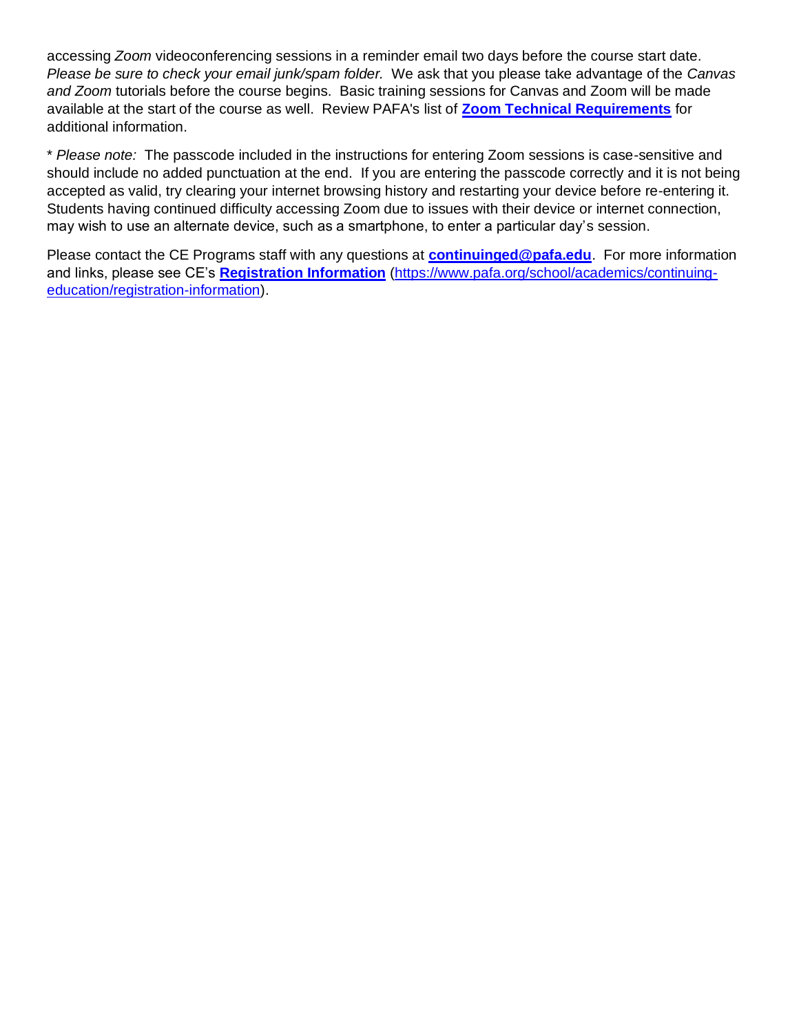accessing *Zoom* videoconferencing sessions in a reminder email two days before the course start date. *Please be sure to check your email junk/spam folder.* We ask that you please take advantage of the *Canvas and Zoom* tutorials before the course begins. Basic training sessions for Canvas and Zoom will be made available at the start of the course as well. Review PAFA's list of **Zoom Technical Requirements** for additional information.

* *Please note:* The passcode included in the instructions for entering Zoom sessions is case-sensitive and should include no added punctuation at the end. If you are entering the passcode correctly and it is not being accepted as valid, try clearing your internet browsing history and restarting your device before re-entering it. Students having continued difficulty accessing Zoom due to issues with their device or internet connection, may wish to use an alternate device, such as a smartphone, to enter a particular day's session.

Please contact the CE Programs staff with any questions at **continuinged@pafa.edu**. For more information and links, please see CE's **Registration Information** (https://www.pafa.org/school/academics/continuing-education/registration-information).